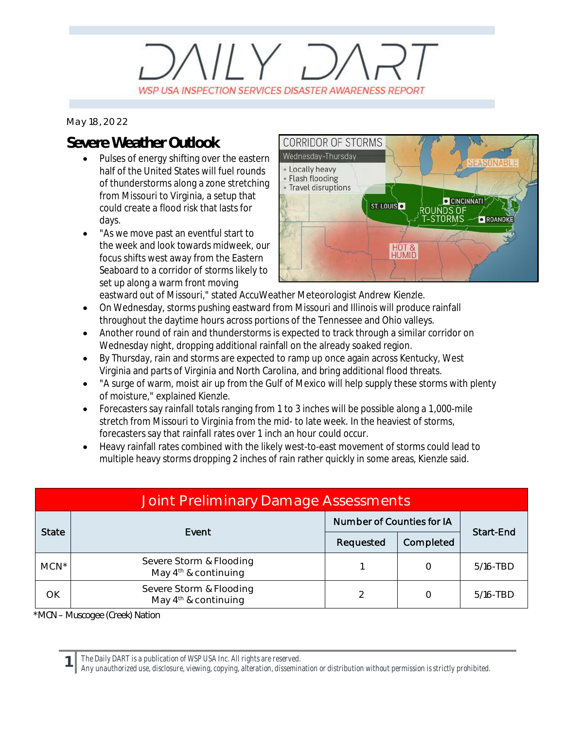# DAILY DART

WSP USA INSPECTION SERVICES DISASTER AWARENESS REPORT

May 18, 2022

## Severe Weather Outlook

- Pulses of energy shifting over the eastern half of the United States will fuel rounds of thunderstorms along a zone stretching from Missouri to Virginia, a setup that could create a flood risk that lasts for days.
- "As we move past an eventful start to the week and look towards midweek, our focus shifts west away from the Eastern Seaboard to a corridor of storms likely to set up along a warm front moving eastward out of Missouri," stated AccuWeather Meteorologist Andrew Kienzle.
- On Wednesday, storms pushing eastward from Missouri and Illinois will produce rainfall throughout the daytime hours across portions of the Tennessee and Ohio valleys.
- Another round of rain and thunderstorms is expected to track through a similar corridor on Wednesday night, dropping additional rainfall on the already soaked region.
- By Thursday, rain and storms are expected to ramp up once again across Kentucky, West Virginia and parts of Virginia and North Carolina, and bring additional flood threats.
- "A surge of warm, moist air up from the Gulf of Mexico will help supply these storms with plenty of moisture," explained Kienzle.
- Forecasters say rainfall totals ranging from 1 to 3 inches will be possible along a 1,000-mile stretch from Missouri to Virginia from the mid- to late week. In the heaviest of storms, forecasters say that rainfall rates over 1 inch an hour could occur.
- Heavy rainfall rates combined with the likely west-to-east movement of storms could lead to multiple heavy storms dropping 2 inches of rain rather quickly in some areas, Kienzle said.

## Joint Preliminary Damage Assessments

| State | Event | Number of Counties for IA | | Start-End |
|---|---|---|---|---|
| | | Requested | Completed | |
| MCN* | Severe Storm & Flooding<br>May 4th & continuing | 1 | 0 | 5/16-TBD |
| OK | Severe Storm & Flooding<br>May 4th & continuing | 2 | 0 | 5/16-TBD |

*MCN – Muscogee (Creek) Nation

*The Daily DART is a publication of WSP USA Inc. All rights are reserved.*
*Any unauthorized use, disclosure, viewing, copying, alteration, dissemination or distribution without permission is strictly prohibited.*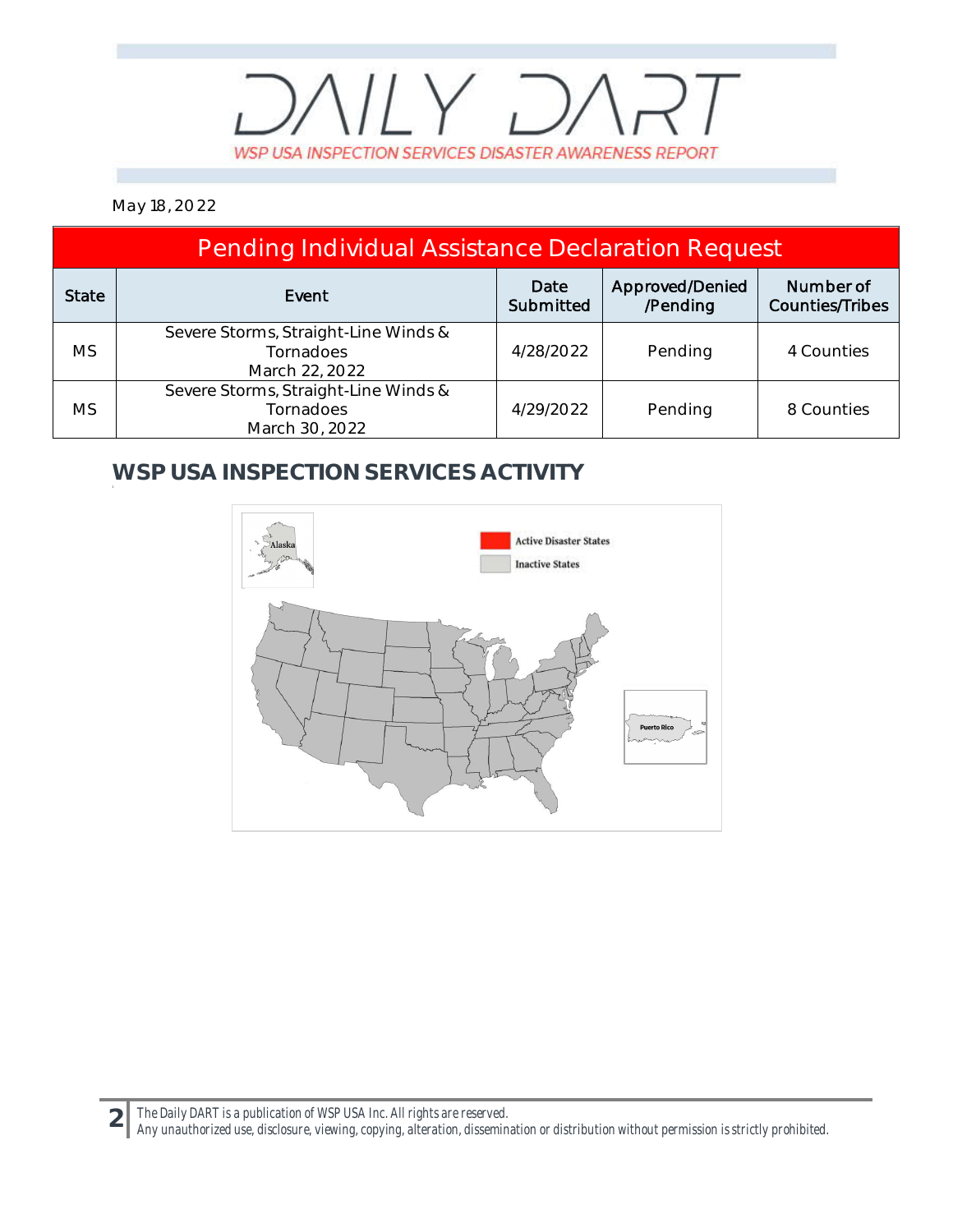# DAILY DART

WSP USA INSPECTION SERVICES DISASTER AWARENESS REPORT

May 18, 2022

## Pending Individual Assistance Declaration Request

| State | Event | Date Submitted | Approved/Denied /Pending | Number of Counties/Tribes |
|---|---|---|---|---|
| MS | Severe Storms, Straight-Line Winds & Tornadoes March 22, 2022 | 4/28/2022 | Pending | 4 Counties |
| MS | Severe Storms, Straight-Line Winds & Tornadoes March 30, 2022 | 4/29/2022 | Pending | 8 Counties |

## WSP USA INSPECTION SERVICES ACTIVITY

Alaska

Active Disaster States

Inactive States

Puerto Rico

The Daily DART is a publication of WSP USA Inc. All rights are reserved.
Any unauthorized use, disclosure, viewing, copying, alteration, dissemination or distribution without permission is strictly prohibited.